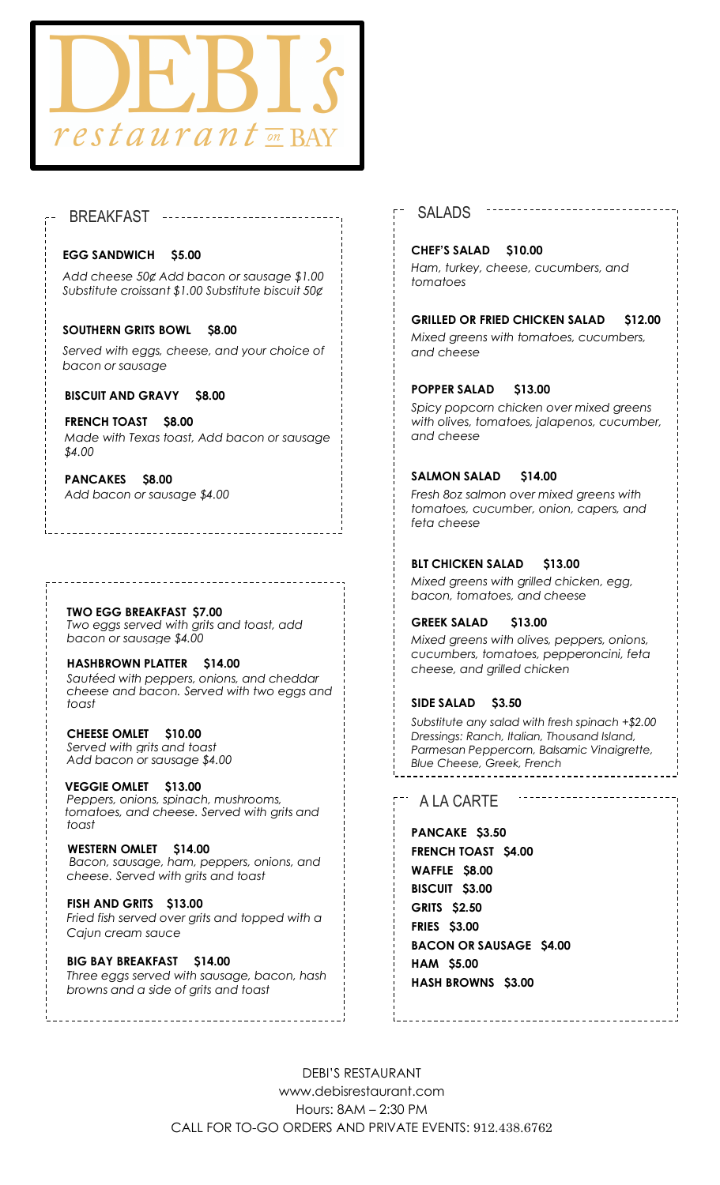# DEBI's restaurant on BAY

## BREAKFAST

**EGG SANDWICH $5.00**

*Add cheese 50¢ Add bacon or sausage $1.00 Substitute croissant $1.00 Substitute biscuit 50¢*

**SOUTHERN GRITS BOWL $8.00**

*Served with eggs, cheese, and your choice of bacon or sausage*

**BISCUIT AND GRAVY $8.00**

**FRENCH TOAST $8.00**

*Made with Texas toast, Add bacon or sausage $4.00*

**PANCAKES $8.00**

*Add bacon or sausage $4.00*

**TWO EGG BREAKFAST $7.00**

*Two eggs served with grits and toast, add bacon or sausage $4.00*

**HASHBROWN PLATTER $14.00**

*Sautéed with peppers, onions, and cheddar cheese and bacon. Served with two eggs and toast*

**CHEESE OMLET $10.00**

*Served with grits and toast*
*Add bacon or sausage $4.00*

**VEGGIE OMLET $13.00**

*Peppers, onions, spinach, mushrooms, tomatoes, and cheese. Served with grits and toast*

**WESTERN OMLET $14.00**

*Bacon, sausage, ham, peppers, onions, and cheese. Served with grits and toast*

**FISH AND GRITS $13.00**

*Fried fish served over grits and topped with a Cajun cream sauce*

**BIG BAY BREAKFAST $14.00**

*Three eggs served with sausage, bacon, hash browns and a side of grits and toast*

## SALADS

**CHEF'S SALAD $10.00**

*Ham, turkey, cheese, cucumbers, and tomatoes*

**GRILLED OR FRIED CHICKEN SALAD $12.00**

*Mixed greens with tomatoes, cucumbers, and cheese*

**POPPER SALAD $13.00**

*Spicy popcorn chicken over mixed greens with olives, tomatoes, jalapenos, cucumber, and cheese*

**SALMON SALAD $14.00**

*Fresh 8oz salmon over mixed greens with tomatoes, cucumber, onion, capers, and feta cheese*

**BLT CHICKEN SALAD $13.00**

*Mixed greens with grilled chicken, egg, bacon, tomatoes, and cheese*

**GREEK SALAD $13.00**

*Mixed greens with olives, peppers, onions, cucumbers, tomatoes, pepperoncini, feta cheese, and grilled chicken*

**SIDE SALAD $3.50**

*Substitute any salad with fresh spinach +$2.00*
*Dressings: Ranch, Italian, Thousand Island, Parmesan Peppercorn, Balsamic Vinaigrette, Blue Cheese, Greek, French*

## A LA CARTE

**PANCAKE $3.50**
**FRENCH TOAST $4.00**
**WAFFLE $8.00**
**BISCUIT $3.00**
**GRITS $2.50**
**FRIES $3.00**
**BACON OR SAUSAGE $4.00**
**HAM $5.00**
**HASH BROWNS $3.00**

DEBI'S RESTAURANT
www.debisrestaurant.com
Hours: 8AM – 2:30 PM
CALL FOR TO-GO ORDERS AND PRIVATE EVENTS: 912.438.6762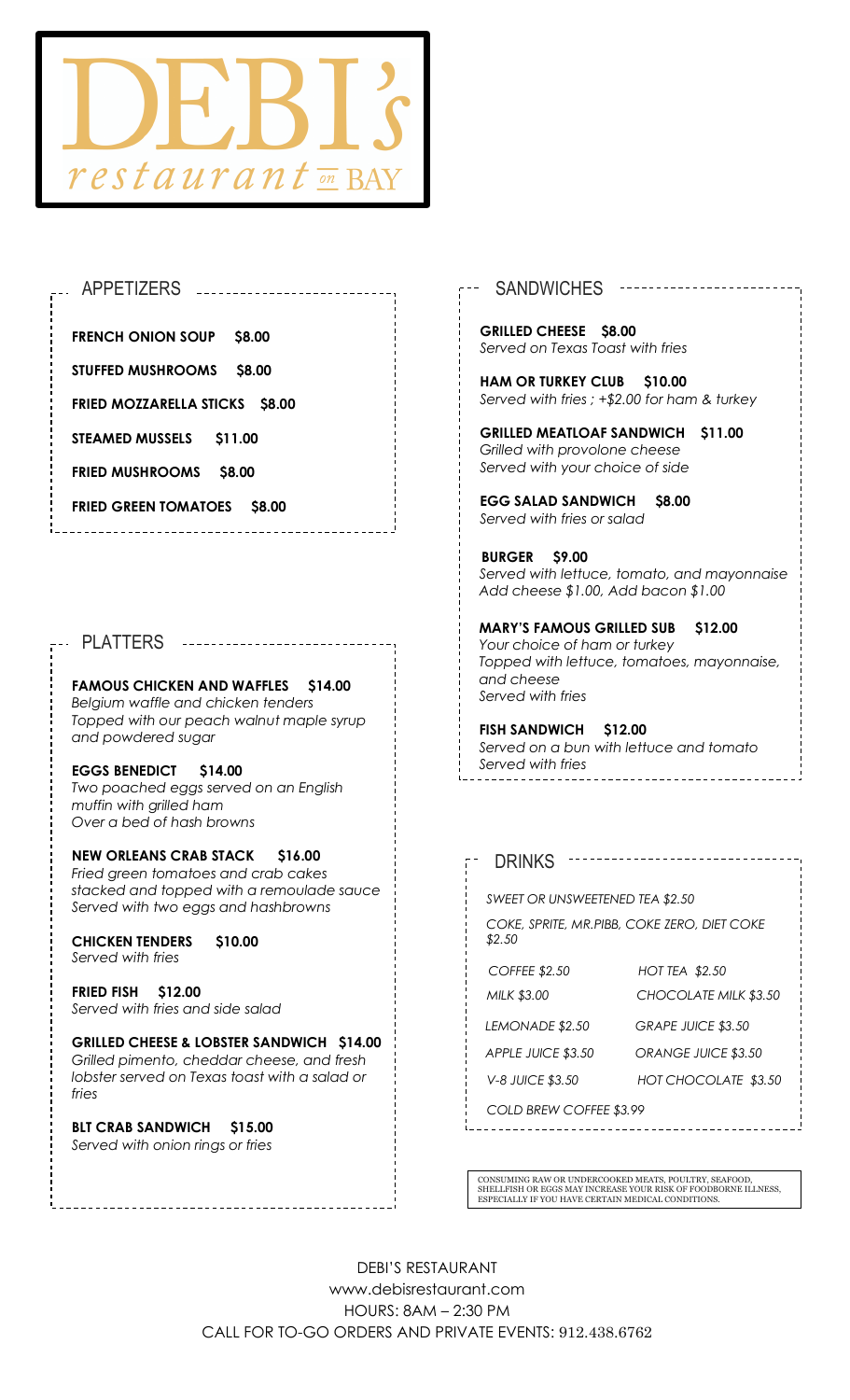# DEBI's

*restaurant on BAY*

## APPETIZERS

**FRENCH ONION SOUP $8.00**

**STUFFED MUSHROOMS $8.00**

**FRIED MOZZARELLA STICKS $8.00**

**STEAMED MUSSELS $11.00**

**FRIED MUSHROOMS $8.00**

**FRIED GREEN TOMATOES $8.00**

## PLATTERS

**FAMOUS CHICKEN AND WAFFLES $14.00**
*Belgium waffle and chicken tenders*
*Topped with our peach walnut maple syrup and powdered sugar*

**EGGS BENEDICT $14.00**
*Two poached eggs served on an English muffin with grilled ham*
*Over a bed of hash browns*

**NEW ORLEANS CRAB STACK $16.00**
*Fried green tomatoes and crab cakes stacked and topped with a remoulade sauce*
*Served with two eggs and hashbrowns*

**CHICKEN TENDERS $10.00**
*Served with fries*

**FRIED FISH $12.00**
*Served with fries and side salad*

**GRILLED CHEESE & LOBSTER SANDWICH $14.00**
*Grilled pimento, cheddar cheese, and fresh lobster served on Texas toast with a salad or fries*

**BLT CRAB SANDWICH $15.00**
*Served with onion rings or fries*

## SANDWICHES

**GRILLED CHEESE $8.00**
*Served on Texas Toast with fries*

**HAM OR TURKEY CLUB $10.00**
*Served with fries ; +$2.00 for ham & turkey*

**GRILLED MEATLOAF SANDWICH $11.00**
*Grilled with provolone cheese*
*Served with your choice of side*

**EGG SALAD SANDWICH $8.00**
*Served with fries or salad*

**BURGER $9.00**
*Served with lettuce, tomato, and mayonnaise*
*Add cheese $1.00, Add bacon $1.00*

**MARY'S FAMOUS GRILLED SUB $12.00**
*Your choice of ham or turkey*
*Topped with lettuce, tomatoes, mayonnaise, and cheese*
*Served with fries*

**FISH SANDWICH $12.00**
*Served on a bun with lettuce and tomato*
*Served with fries*

## DRINKS

*SWEET OR UNSWEETENED TEA $2.50*

*COKE, SPRITE, MR.PIBB, COKE ZERO, DIET COKE $2.50*

| | |
|---|---|
| *COFFEE $2.50* | *HOT TEA $2.50* |
| *MILK $3.00* | *CHOCOLATE MILK $3.50* |
| *LEMONADE $2.50* | *GRAPE JUICE $3.50* |
| *APPLE JUICE $3.50* | *ORANGE JUICE $3.50* |
| *V-8 JUICE $3.50* | *HOT CHOCOLATE $3.50* |

*COLD BREW COFFEE $3.99*

CONSUMING RAW OR UNDERCOOKED MEATS, POULTRY, SEAFOOD, SHELLFISH OR EGGS MAY INCREASE YOUR RISK OF FOODBORNE ILLNESS, ESPECIALLY IF YOU HAVE CERTAIN MEDICAL CONDITIONS.

DEBI'S RESTAURANT
www.debisrestaurant.com
HOURS: 8AM – 2:30 PM
CALL FOR TO-GO ORDERS AND PRIVATE EVENTS: 912.438.6762